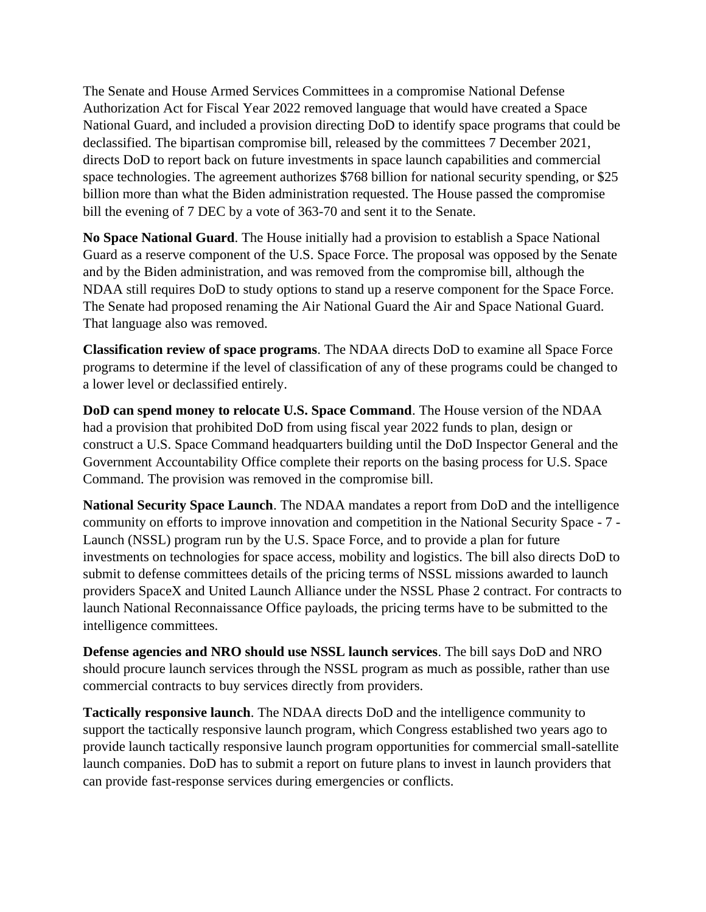The Senate and House Armed Services Committees in a compromise National Defense Authorization Act for Fiscal Year 2022 removed language that would have created a Space National Guard, and included a provision directing DoD to identify space programs that could be declassified. The bipartisan compromise bill, released by the committees 7 December 2021, directs DoD to report back on future investments in space launch capabilities and commercial space technologies. The agreement authorizes $768 billion for national security spending, or $25 billion more than what the Biden administration requested. The House passed the compromise bill the evening of 7 DEC by a vote of 363-70 and sent it to the Senate.

**No Space National Guard**. The House initially had a provision to establish a Space National Guard as a reserve component of the U.S. Space Force. The proposal was opposed by the Senate and by the Biden administration, and was removed from the compromise bill, although the NDAA still requires DoD to study options to stand up a reserve component for the Space Force. The Senate had proposed renaming the Air National Guard the Air and Space National Guard. That language also was removed.

**Classification review of space programs**. The NDAA directs DoD to examine all Space Force programs to determine if the level of classification of any of these programs could be changed to a lower level or declassified entirely.

**DoD can spend money to relocate U.S. Space Command**. The House version of the NDAA had a provision that prohibited DoD from using fiscal year 2022 funds to plan, design or construct a U.S. Space Command headquarters building until the DoD Inspector General and the Government Accountability Office complete their reports on the basing process for U.S. Space Command. The provision was removed in the compromise bill.

**National Security Space Launch**. The NDAA mandates a report from DoD and the intelligence community on efforts to improve innovation and competition in the National Security Space Launch (NSSL) program run by the U.S. Space Force, and to provide a plan for future investments on technologies for space access, mobility and logistics. The bill also directs DoD to submit to defense committees details of the pricing terms of NSSL missions awarded to launch providers SpaceX and United Launch Alliance under the NSSL Phase 2 contract. For contracts to launch National Reconnaissance Office payloads, the pricing terms have to be submitted to the intelligence committees.

**Defense agencies and NRO should use NSSL launch services**. The bill says DoD and NRO should procure launch services through the NSSL program as much as possible, rather than use commercial contracts to buy services directly from providers.

**Tactically responsive launch**. The NDAA directs DoD and the intelligence community to support the tactically responsive launch program, which Congress established two years ago to provide launch tactically responsive launch program opportunities for commercial small-satellite launch companies. DoD has to submit a report on future plans to invest in launch providers that can provide fast-response services during emergencies or conflicts.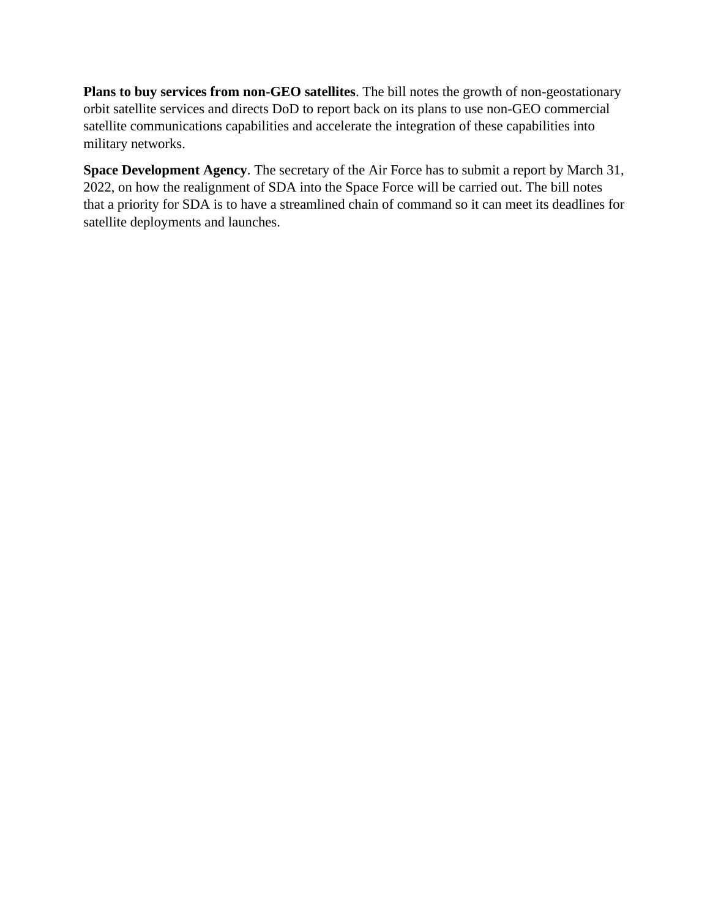**Plans to buy services from non-GEO satellites**. The bill notes the growth of non-geostationary orbit satellite services and directs DoD to report back on its plans to use non-GEO commercial satellite communications capabilities and accelerate the integration of these capabilities into military networks.

**Space Development Agency**. The secretary of the Air Force has to submit a report by March 31, 2022, on how the realignment of SDA into the Space Force will be carried out. The bill notes that a priority for SDA is to have a streamlined chain of command so it can meet its deadlines for satellite deployments and launches.